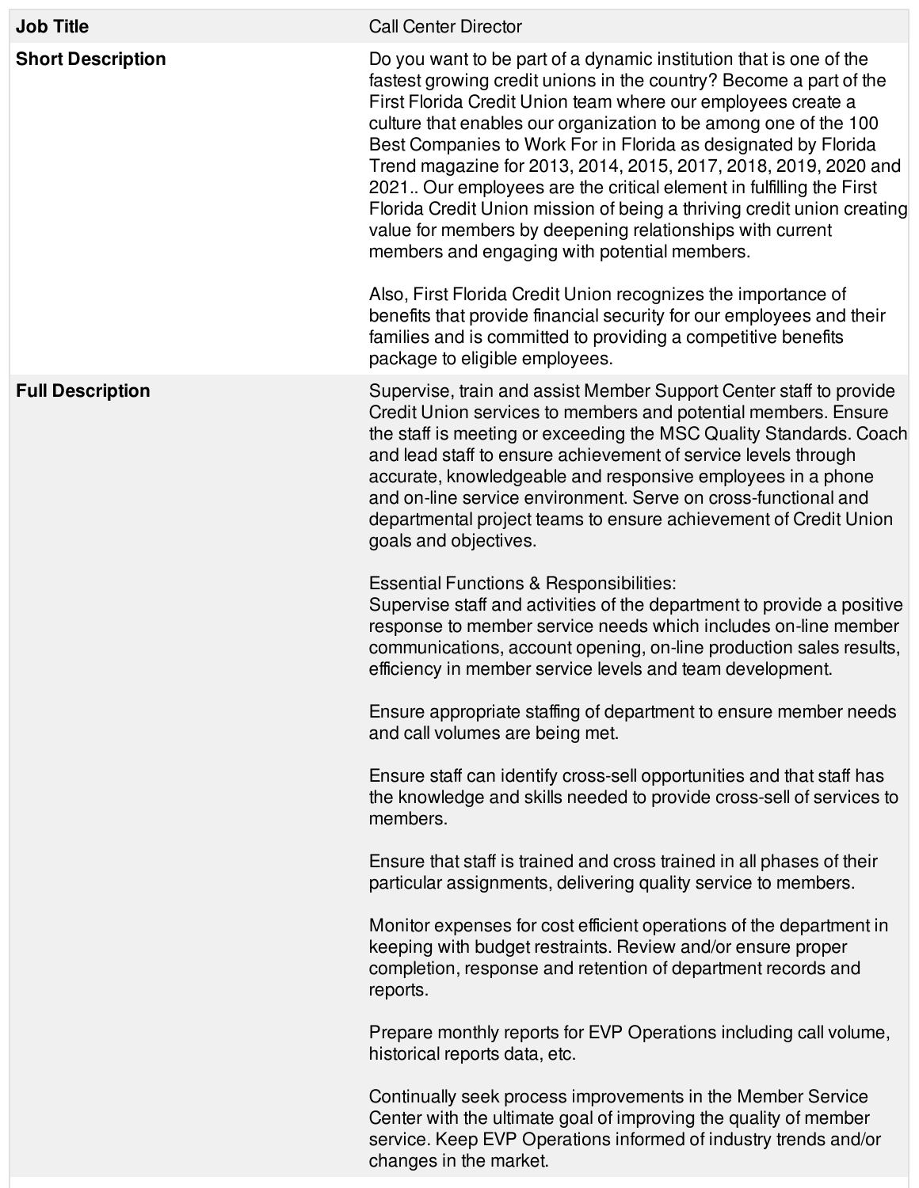| Job Title | Call Center Director |
| --- | --- |
| **Short Description** | Do you want to be part of a dynamic institution that is one of the fastest growing credit unions in the country? Become a part of the First Florida Credit Union team where our employees create a culture that enables our organization to be among one of the 100 Best Companies to Work For in Florida as designated by Florida Trend magazine for 2013, 2014, 2015, 2017, 2018, 2019, 2020 and 2021.. Our employees are the critical element in fulfilling the First Florida Credit Union mission of being a thriving credit union creating value for members by deepening relationships with current members and engaging with potential members.<br><br>Also, First Florida Credit Union recognizes the importance of benefits that provide financial security for our employees and their families and is committed to providing a competitive benefits package to eligible employees. |
| **Full Description** | Supervise, train and assist Member Support Center staff to provide Credit Union services to members and potential members. Ensure the staff is meeting or exceeding the MSC Quality Standards. Coach and lead staff to ensure achievement of service levels through accurate, knowledgeable and responsive employees in a phone and on-line service environment. Serve on cross-functional and departmental project teams to ensure achievement of Credit Union goals and objectives.<br><br>Essential Functions & Responsibilities:<br>Supervise staff and activities of the department to provide a positive response to member service needs which includes on-line member communications, account opening, on-line production sales results, efficiency in member service levels and team development.<br><br>Ensure appropriate staffing of department to ensure member needs and call volumes are being met.<br><br>Ensure staff can identify cross-sell opportunities and that staff has the knowledge and skills needed to provide cross-sell of services to members.<br><br>Ensure that staff is trained and cross trained in all phases of their particular assignments, delivering quality service to members.<br><br>Monitor expenses for cost efficient operations of the department in keeping with budget restraints. Review and/or ensure proper completion, response and retention of department records and reports.<br><br>Prepare monthly reports for EVP Operations including call volume, historical reports data, etc.<br><br>Continually seek process improvements in the Member Service Center with the ultimate goal of improving the quality of member service. Keep EVP Operations informed of industry trends and/or changes in the market. |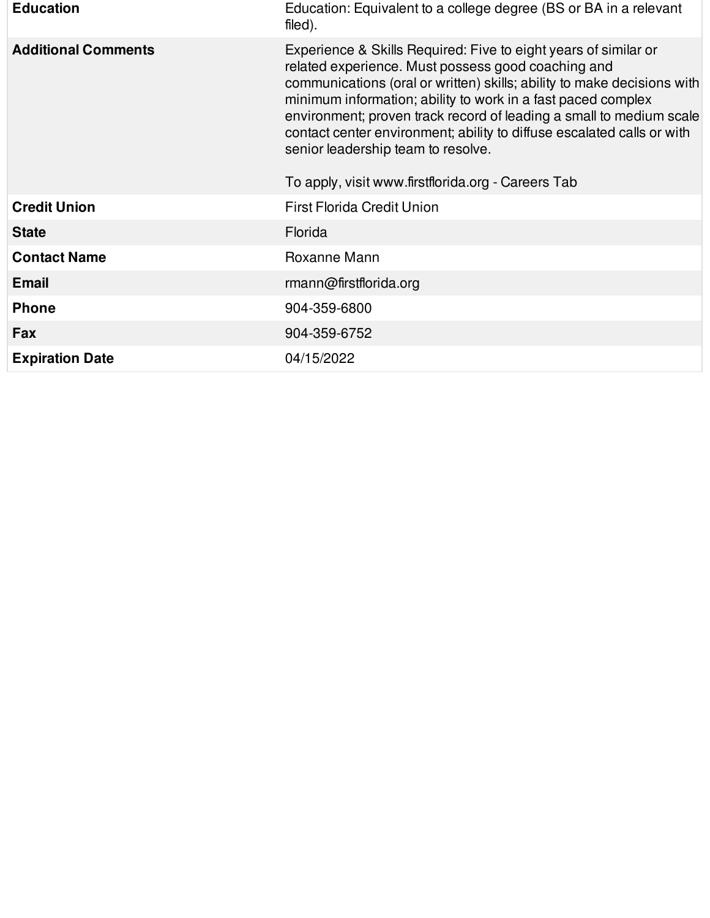| | |
|---|---|
| **Education** | Education: Equivalent to a college degree (BS or BA in a relevant filed). |
| **Additional Comments** | Experience & Skills Required: Five to eight years of similar or related experience. Must possess good coaching and communications (oral or written) skills; ability to make decisions with minimum information; ability to work in a fast paced complex environment; proven track record of leading a small to medium scale contact center environment; ability to diffuse escalated calls or with senior leadership team to resolve.<br><br>To apply, visit www.firstflorida.org - Careers Tab |
| **Credit Union** | First Florida Credit Union |
| **State** | Florida |
| **Contact Name** | Roxanne Mann |
| **Email** | rmann@firstflorida.org |
| **Phone** | 904-359-6800 |
| **Fax** | 904-359-6752 |
| **Expiration Date** | 04/15/2022 |